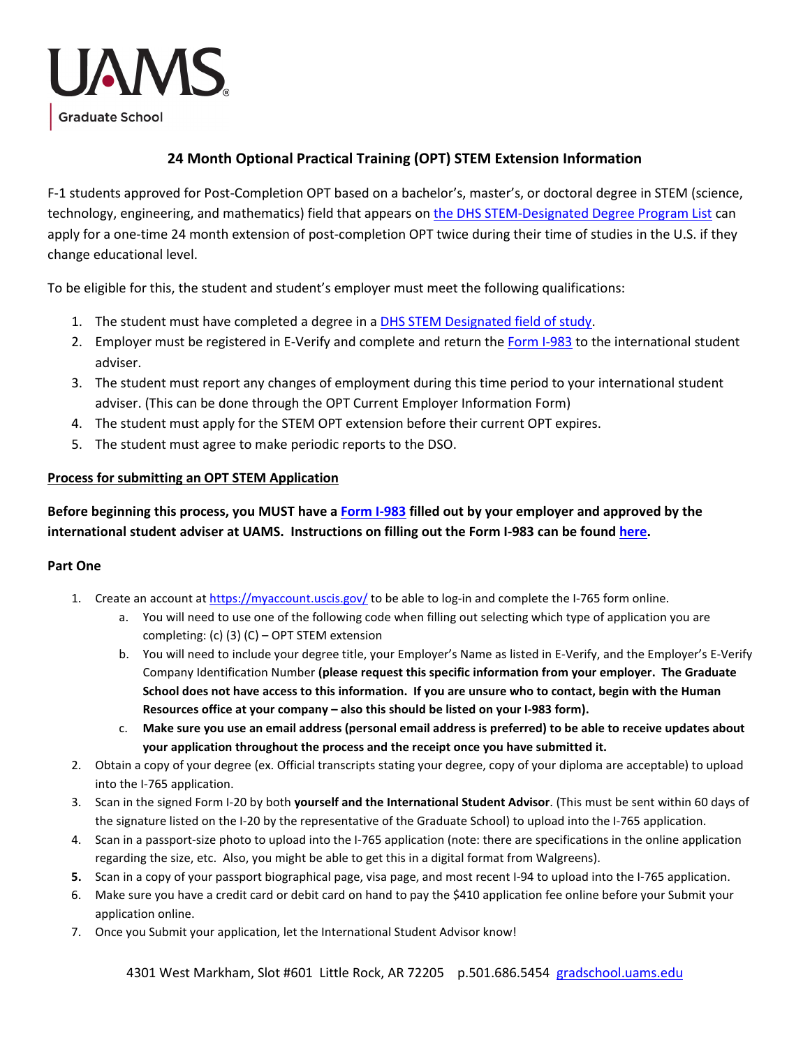UAMS

Graduate School

## 24 Month Optional Practical Training (OPT) STEM Extension Information

F-1 students approved for Post-Completion OPT based on a bachelor's, master's, or doctoral degree in STEM (science, technology, engineering, and mathematics) field that appears on the DHS STEM-Designated Degree Program List can apply for a one-time 24 month extension of post-completion OPT twice during their time of studies in the U.S. if they change educational level.

To be eligible for this, the student and student's employer must meet the following qualifications:

1. The student must have completed a degree in a DHS STEM Designated field of study.
2. Employer must be registered in E-Verify and complete and return the Form I-983 to the international student adviser.
3. The student must report any changes of employment during this time period to your international student adviser. (This can be done through the OPT Current Employer Information Form)
4. The student must apply for the STEM OPT extension before their current OPT expires.
5. The student must agree to make periodic reports to the DSO.

**Process for submitting an OPT STEM Application**

**Before beginning this process, you MUST have a Form I-983 filled out by your employer and approved by the international student adviser at UAMS. Instructions on filling out the Form I-983 can be found here.**

**Part One**

1. Create an account at https://myaccount.uscis.gov/ to be able to log-in and complete the I-765 form online.
   a. You will need to use one of the following code when filling out selecting which type of application you are completing: (c) (3) (C) – OPT STEM extension
   b. You will need to include your degree title, your Employer's Name as listed in E-Verify, and the Employer's E-Verify Company Identification Number **(please request this specific information from your employer. The Graduate School does not have access to this information. If you are unsure who to contact, begin with the Human Resources office at your company – also this should be listed on your I-983 form).**
   c. **Make sure you use an email address (personal email address is preferred) to be able to receive updates about your application throughout the process and the receipt once you have submitted it.**
2. Obtain a copy of your degree (ex. Official transcripts stating your degree, copy of your diploma are acceptable) to upload into the I-765 application.
3. Scan in the signed Form I-20 by both **yourself and the International Student Advisor**. (This must be sent within 60 days of the signature listed on the I-20 by the representative of the Graduate School) to upload into the I-765 application.
4. Scan in a passport-size photo to upload into the I-765 application (note: there are specifications in the online application regarding the size, etc. Also, you might be able to get this in a digital format from Walgreens).
5. Scan in a copy of your passport biographical page, visa page, and most recent I-94 to upload into the I-765 application.
6. Make sure you have a credit card or debit card on hand to pay the $410 application fee online before your Submit your application online.
7. Once you Submit your application, let the International Student Advisor know!

4301 West Markham, Slot #601 Little Rock, AR 72205 p.501.686.5454 gradschool.uams.edu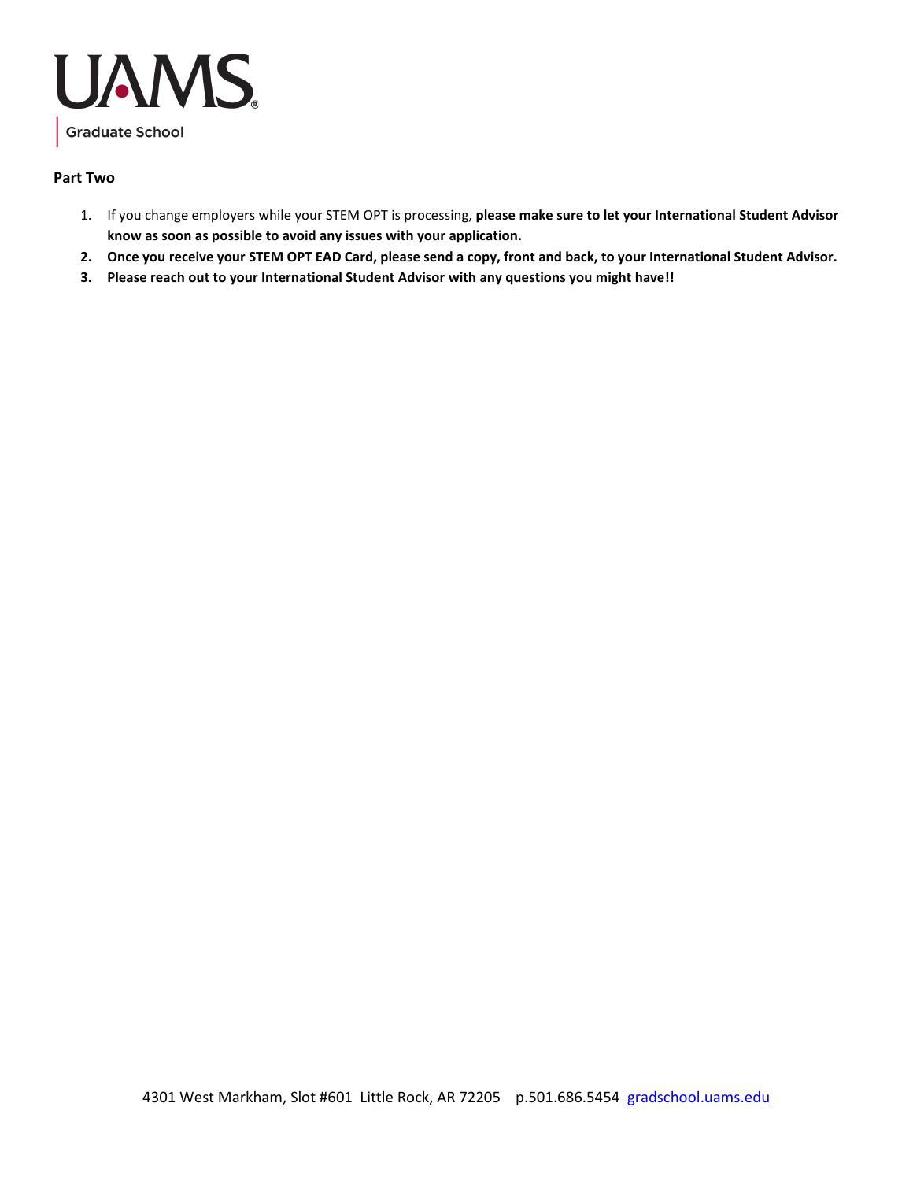**Part Two**

1. If you change employers while your STEM OPT is processing, **please make sure to let your International Student Advisor know as soon as possible to avoid any issues with your application.**
2. **Once you receive your STEM OPT EAD Card, please send a copy, front and back, to your International Student Advisor.**
3. **Please reach out to your International Student Advisor with any questions you might have!!**